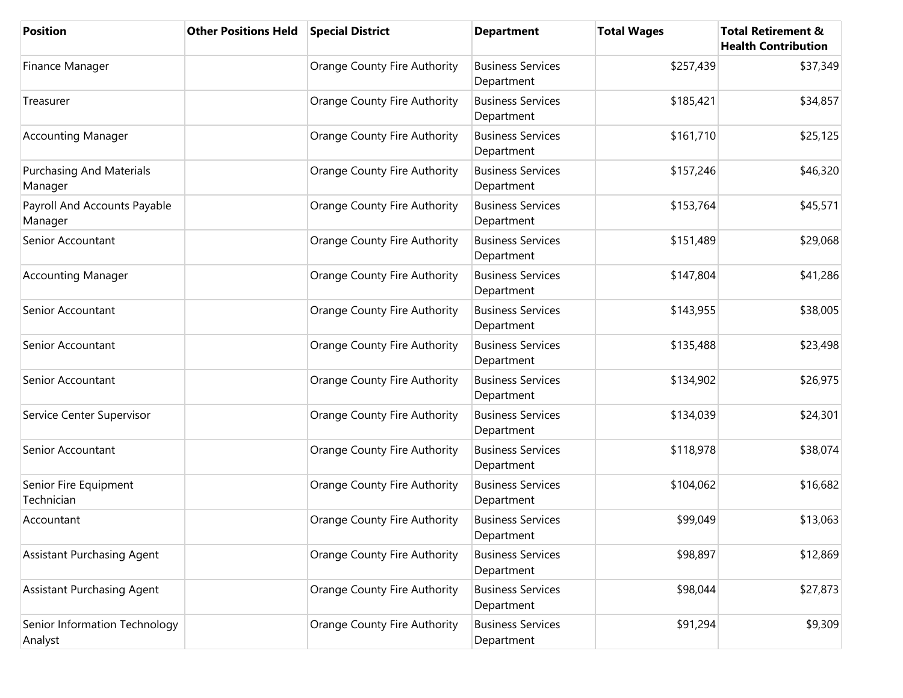| Position | Other Positions Held | Special District | Department | Total Wages | Total Retirement & Health Contribution |
| --- | --- | --- | --- | --- | --- |
| Finance Manager | | Orange County Fire Authority | Business Services Department | $257,439 | $37,349 |
| Treasurer | | Orange County Fire Authority | Business Services Department | $185,421 | $34,857 |
| Accounting Manager | | Orange County Fire Authority | Business Services Department | $161,710 | $25,125 |
| Purchasing And Materials Manager | | Orange County Fire Authority | Business Services Department | $157,246 | $46,320 |
| Payroll And Accounts Payable Manager | | Orange County Fire Authority | Business Services Department | $153,764 | $45,571 |
| Senior Accountant | | Orange County Fire Authority | Business Services Department | $151,489 | $29,068 |
| Accounting Manager | | Orange County Fire Authority | Business Services Department | $147,804 | $41,286 |
| Senior Accountant | | Orange County Fire Authority | Business Services Department | $143,955 | $38,005 |
| Senior Accountant | | Orange County Fire Authority | Business Services Department | $135,488 | $23,498 |
| Senior Accountant | | Orange County Fire Authority | Business Services Department | $134,902 | $26,975 |
| Service Center Supervisor | | Orange County Fire Authority | Business Services Department | $134,039 | $24,301 |
| Senior Accountant | | Orange County Fire Authority | Business Services Department | $118,978 | $38,074 |
| Senior Fire Equipment Technician | | Orange County Fire Authority | Business Services Department | $104,062 | $16,682 |
| Accountant | | Orange County Fire Authority | Business Services Department | $99,049 | $13,063 |
| Assistant Purchasing Agent | | Orange County Fire Authority | Business Services Department | $98,897 | $12,869 |
| Assistant Purchasing Agent | | Orange County Fire Authority | Business Services Department | $98,044 | $27,873 |
| Senior Information Technology Analyst | | Orange County Fire Authority | Business Services Department | $91,294 | $9,309 |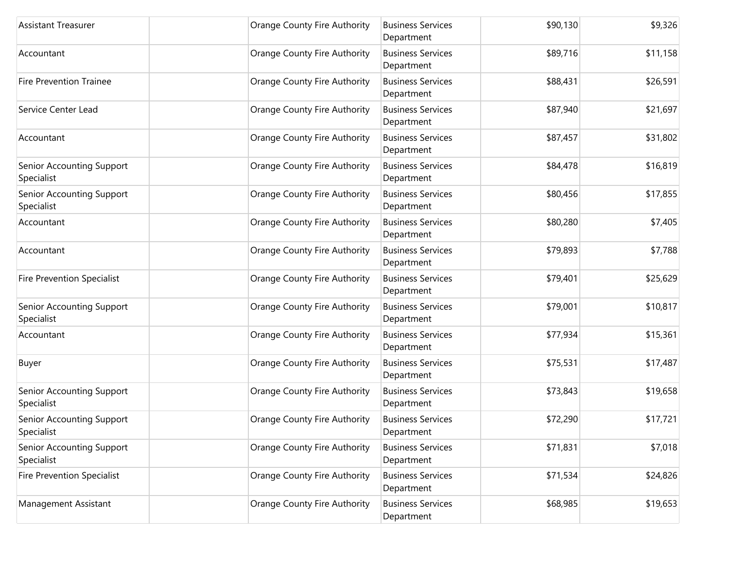| | | | | | |
|---|---|---|---|---|---|
| Assistant Treasurer | | Orange County Fire Authority | Business Services Department | $90,130 | $9,326 |
| Accountant | | Orange County Fire Authority | Business Services Department | $89,716 | $11,158 |
| Fire Prevention Trainee | | Orange County Fire Authority | Business Services Department | $88,431 | $26,591 |
| Service Center Lead | | Orange County Fire Authority | Business Services Department | $87,940 | $21,697 |
| Accountant | | Orange County Fire Authority | Business Services Department | $87,457 | $31,802 |
| Senior Accounting Support Specialist | | Orange County Fire Authority | Business Services Department | $84,478 | $16,819 |
| Senior Accounting Support Specialist | | Orange County Fire Authority | Business Services Department | $80,456 | $17,855 |
| Accountant | | Orange County Fire Authority | Business Services Department | $80,280 | $7,405 |
| Accountant | | Orange County Fire Authority | Business Services Department | $79,893 | $7,788 |
| Fire Prevention Specialist | | Orange County Fire Authority | Business Services Department | $79,401 | $25,629 |
| Senior Accounting Support Specialist | | Orange County Fire Authority | Business Services Department | $79,001 | $10,817 |
| Accountant | | Orange County Fire Authority | Business Services Department | $77,934 | $15,361 |
| Buyer | | Orange County Fire Authority | Business Services Department | $75,531 | $17,487 |
| Senior Accounting Support Specialist | | Orange County Fire Authority | Business Services Department | $73,843 | $19,658 |
| Senior Accounting Support Specialist | | Orange County Fire Authority | Business Services Department | $72,290 | $17,721 |
| Senior Accounting Support Specialist | | Orange County Fire Authority | Business Services Department | $71,831 | $7,018 |
| Fire Prevention Specialist | | Orange County Fire Authority | Business Services Department | $71,534 | $24,826 |
| Management Assistant | | Orange County Fire Authority | Business Services Department | $68,985 | $19,653 |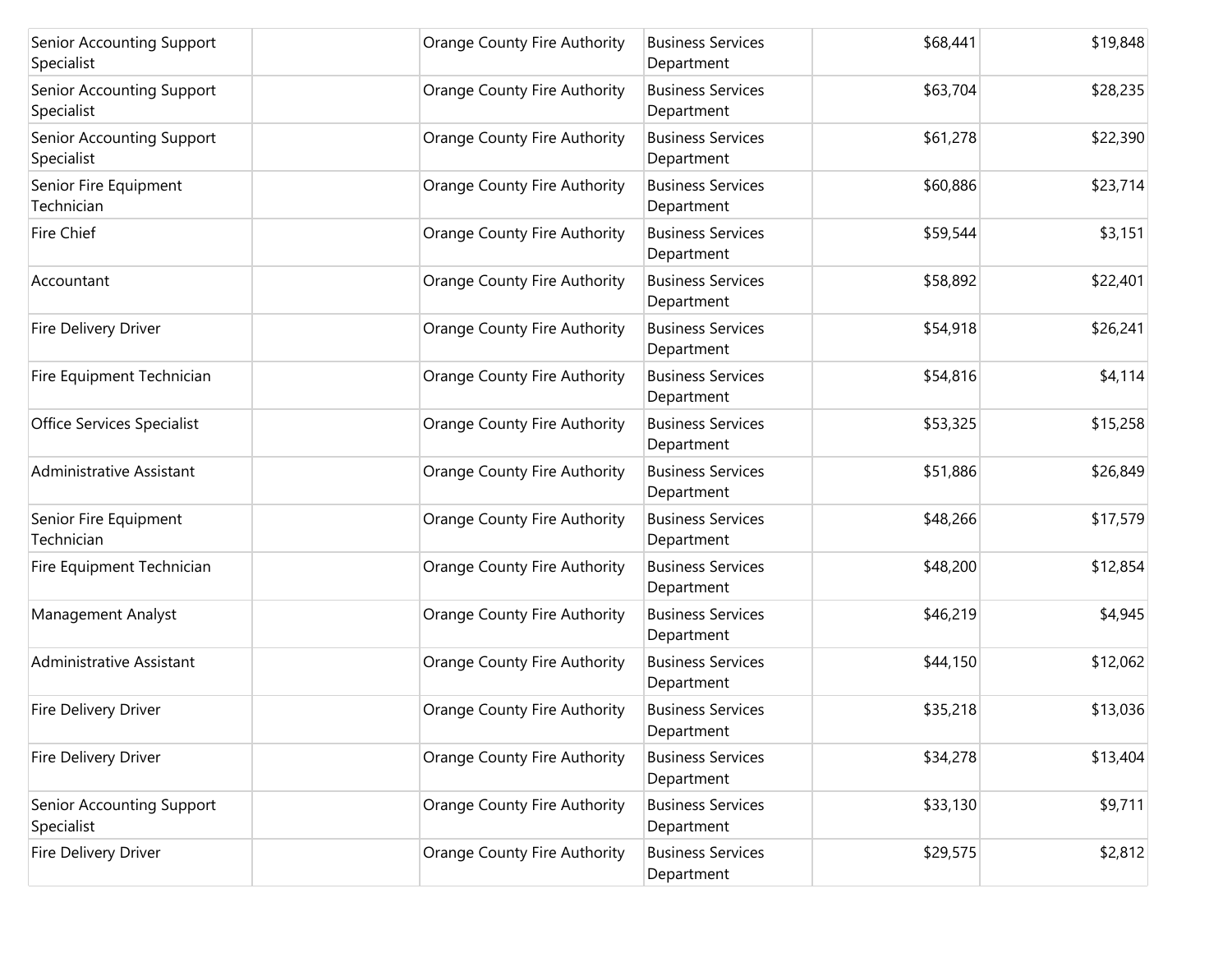| | | | | | |
|---|---|---|---|---|---|
| Senior Accounting Support Specialist | | Orange County Fire Authority | Business Services Department | $68,441 | $19,848 |
| Senior Accounting Support Specialist | | Orange County Fire Authority | Business Services Department | $63,704 | $28,235 |
| Senior Accounting Support Specialist | | Orange County Fire Authority | Business Services Department | $61,278 | $22,390 |
| Senior Fire Equipment Technician | | Orange County Fire Authority | Business Services Department | $60,886 | $23,714 |
| Fire Chief | | Orange County Fire Authority | Business Services Department | $59,544 | $3,151 |
| Accountant | | Orange County Fire Authority | Business Services Department | $58,892 | $22,401 |
| Fire Delivery Driver | | Orange County Fire Authority | Business Services Department | $54,918 | $26,241 |
| Fire Equipment Technician | | Orange County Fire Authority | Business Services Department | $54,816 | $4,114 |
| Office Services Specialist | | Orange County Fire Authority | Business Services Department | $53,325 | $15,258 |
| Administrative Assistant | | Orange County Fire Authority | Business Services Department | $51,886 | $26,849 |
| Senior Fire Equipment Technician | | Orange County Fire Authority | Business Services Department | $48,266 | $17,579 |
| Fire Equipment Technician | | Orange County Fire Authority | Business Services Department | $48,200 | $12,854 |
| Management Analyst | | Orange County Fire Authority | Business Services Department | $46,219 | $4,945 |
| Administrative Assistant | | Orange County Fire Authority | Business Services Department | $44,150 | $12,062 |
| Fire Delivery Driver | | Orange County Fire Authority | Business Services Department | $35,218 | $13,036 |
| Fire Delivery Driver | | Orange County Fire Authority | Business Services Department | $34,278 | $13,404 |
| Senior Accounting Support Specialist | | Orange County Fire Authority | Business Services Department | $33,130 | $9,711 |
| Fire Delivery Driver | | Orange County Fire Authority | Business Services Department | $29,575 | $2,812 |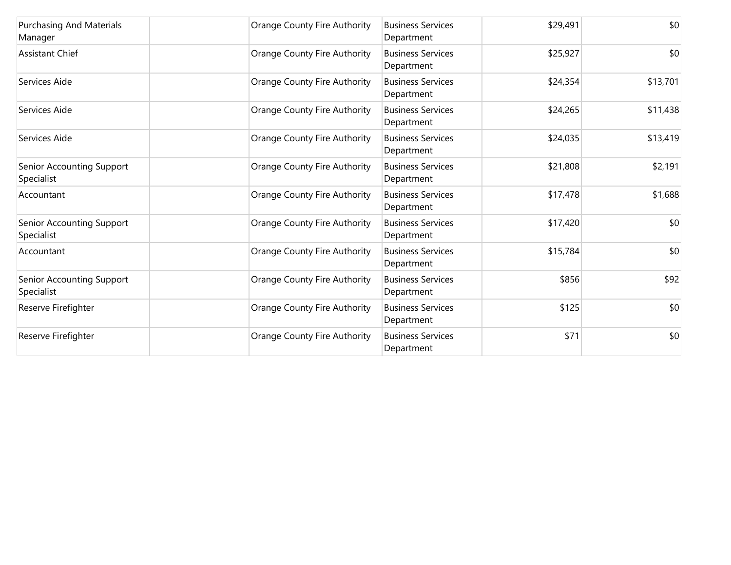| | | | | | |
|---|---|---|---|---|---|
| Purchasing And Materials Manager | | Orange County Fire Authority | Business Services Department | $29,491 | $0 |
| Assistant Chief | | Orange County Fire Authority | Business Services Department | $25,927 | $0 |
| Services Aide | | Orange County Fire Authority | Business Services Department | $24,354 | $13,701 |
| Services Aide | | Orange County Fire Authority | Business Services Department | $24,265 | $11,438 |
| Services Aide | | Orange County Fire Authority | Business Services Department | $24,035 | $13,419 |
| Senior Accounting Support Specialist | | Orange County Fire Authority | Business Services Department | $21,808 | $2,191 |
| Accountant | | Orange County Fire Authority | Business Services Department | $17,478 | $1,688 |
| Senior Accounting Support Specialist | | Orange County Fire Authority | Business Services Department | $17,420 | $0 |
| Accountant | | Orange County Fire Authority | Business Services Department | $15,784 | $0 |
| Senior Accounting Support Specialist | | Orange County Fire Authority | Business Services Department | $856 | $92 |
| Reserve Firefighter | | Orange County Fire Authority | Business Services Department | $125 | $0 |
| Reserve Firefighter | | Orange County Fire Authority | Business Services Department | $71 | $0 |